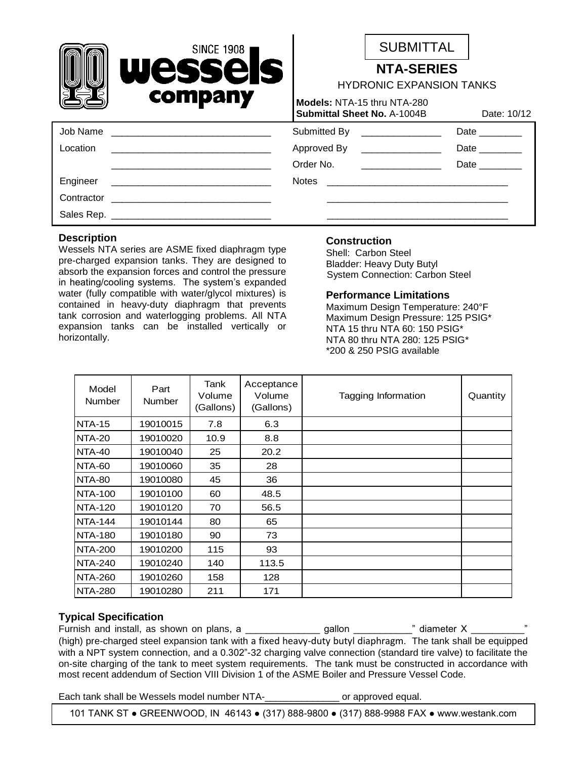wessels company SINCE 1908

SUBMITTAL

# NTA-SERIES

HYDRONIC EXPANSION TANKS

**Models:** NTA-15 thru NTA-280
**Submittal Sheet No.** A-1004B    Date: 10/12

| | | | | |
|---|---|---|---|---|
| Job Name | _______________ | Submitted By | _______________ | Date ________ |
| Location | _______________ | Approved By | _______________ | Date ________ |
| | _______________ | Order No. | _______________ | Date ________ |
| Engineer | _______________ | Notes | _______________ | |
| Contractor | _______________ | | _______________ | |
| Sales Rep. | _______________ | | _______________ | |

## Description

Wessels NTA series are ASME fixed diaphragm type pre-charged expansion tanks. They are designed to absorb the expansion forces and control the pressure in heating/cooling systems. The system's expanded water (fully compatible with water/glycol mixtures) is contained in heavy-duty diaphragm that prevents tank corrosion and waterlogging problems. All NTA expansion tanks can be installed vertically or horizontally.

## Construction

Shell: Carbon Steel
Bladder: Heavy Duty Butyl
System Connection: Carbon Steel

## Performance Limitations

Maximum Design Temperature: 240°F
Maximum Design Pressure: 125 PSIG*
NTA 15 thru NTA 60: 150 PSIG*
NTA 80 thru NTA 280: 125 PSIG*
*200 & 250 PSIG available

| Model Number | Part Number | Tank Volume (Gallons) | Acceptance Volume (Gallons) | Tagging Information | Quantity |
|---|---|---|---|---|---|
| NTA-15 | 19010015 | 7.8 | 6.3 | | |
| NTA-20 | 19010020 | 10.9 | 8.8 | | |
| NTA-40 | 19010040 | 25 | 20.2 | | |
| NTA-60 | 19010060 | 35 | 28 | | |
| NTA-80 | 19010080 | 45 | 36 | | |
| NTA-100 | 19010100 | 60 | 48.5 | | |
| NTA-120 | 19010120 | 70 | 56.5 | | |
| NTA-144 | 19010144 | 80 | 65 | | |
| NTA-180 | 19010180 | 90 | 73 | | |
| NTA-200 | 19010200 | 115 | 93 | | |
| NTA-240 | 19010240 | 140 | 113.5 | | |
| NTA-260 | 19010260 | 158 | 128 | | |
| NTA-280 | 19010280 | 211 | 171 | | |

## Typical Specification

Furnish and install, as shown on plans, a ______________ gallon ___________" diameter X __________" (high) pre-charged steel expansion tank with a fixed heavy-duty butyl diaphragm. The tank shall be equipped with a NPT system connection, and a 0.302"-32 charging valve connection (standard tire valve) to facilitate the on-site charging of the tank to meet system requirements. The tank must be constructed in accordance with most recent addendum of Section VIII Division 1 of the ASME Boiler and Pressure Vessel Code.

Each tank shall be Wessels model number NTA-______________ or approved equal.

101 TANK ST ● GREENWOOD, IN 46143 ● (317) 888-9800 ● (317) 888-9988 FAX ● www.westank.com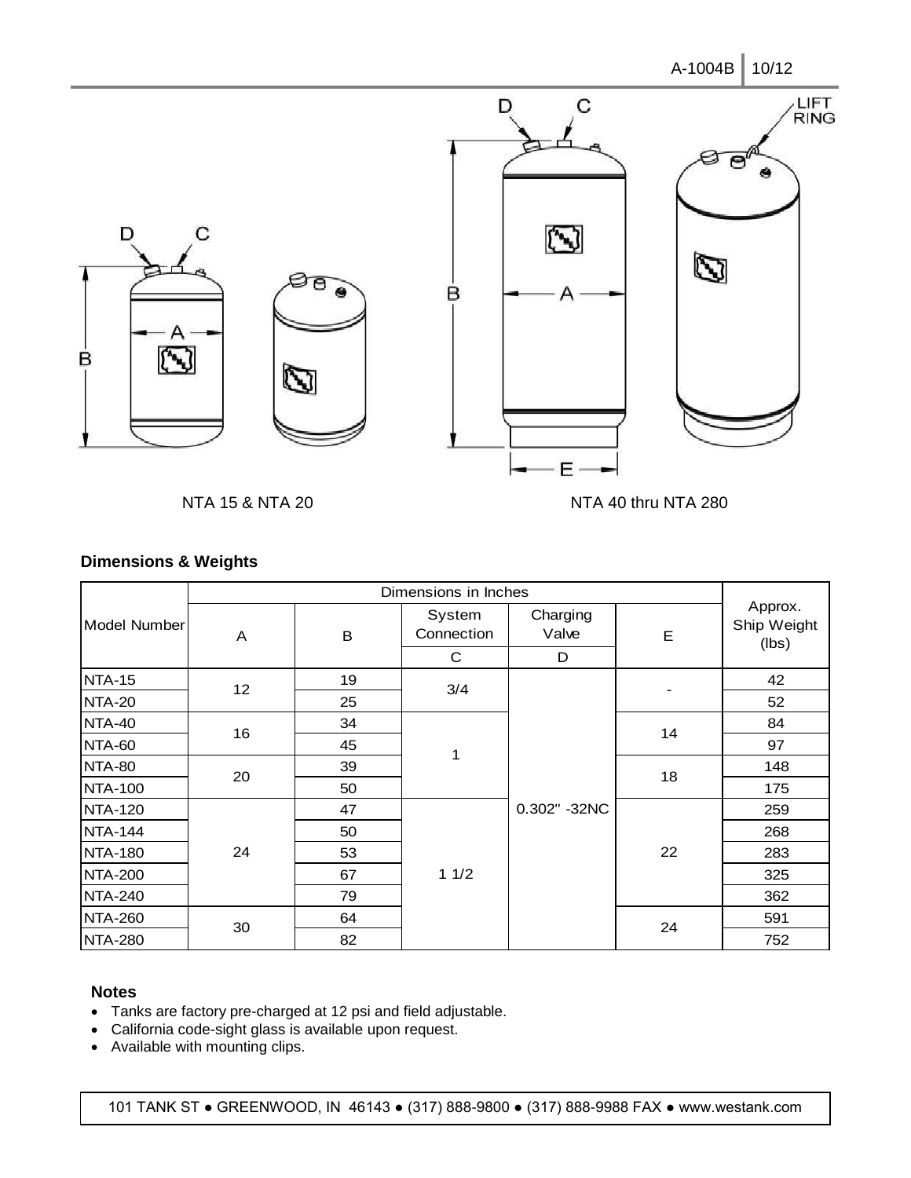NTA 15 & NTA 20

NTA 40 thru NTA 280

### Dimensions & Weights

| Model Number | Dimensions in Inches | | | | | Approx. Ship Weight (lbs) |
|---|---|---|---|---|---|---|
| | A | B | System Connection C | Charging Valve D | E | |
| NTA-15 | 12 | 19 | 3/4 | 0.302" -32NC | - | 42 |
| NTA-20 | 12 | 25 | 3/4 | 0.302" -32NC | - | 52 |
| NTA-40 | 16 | 34 | 1 | 0.302" -32NC | 14 | 84 |
| NTA-60 | 16 | 45 | 1 | 0.302" -32NC | 14 | 97 |
| NTA-80 | 20 | 39 | 1 | 0.302" -32NC | 18 | 148 |
| NTA-100 | 20 | 50 | 1 | 0.302" -32NC | 18 | 175 |
| NTA-120 | 24 | 47 | 1 1/2 | 0.302" -32NC | 22 | 259 |
| NTA-144 | 24 | 50 | 1 1/2 | 0.302" -32NC | 22 | 268 |
| NTA-180 | 24 | 53 | 1 1/2 | 0.302" -32NC | 22 | 283 |
| NTA-200 | 24 | 67 | 1 1/2 | 0.302" -32NC | 22 | 325 |
| NTA-240 | 24 | 79 | 1 1/2 | 0.302" -32NC | 22 | 362 |
| NTA-260 | 30 | 64 | 1 1/2 | 0.302" -32NC | 24 | 591 |
| NTA-280 | 30 | 82 | 1 1/2 | 0.302" -32NC | 24 | 752 |

### Notes

- Tanks are factory pre-charged at 12 psi and field adjustable.
- California code-sight glass is available upon request.
- Available with mounting clips.

101 TANK ST ● GREENWOOD, IN 46143 ● (317) 888-9800 ● (317) 888-9988 FAX ● www.westank.com